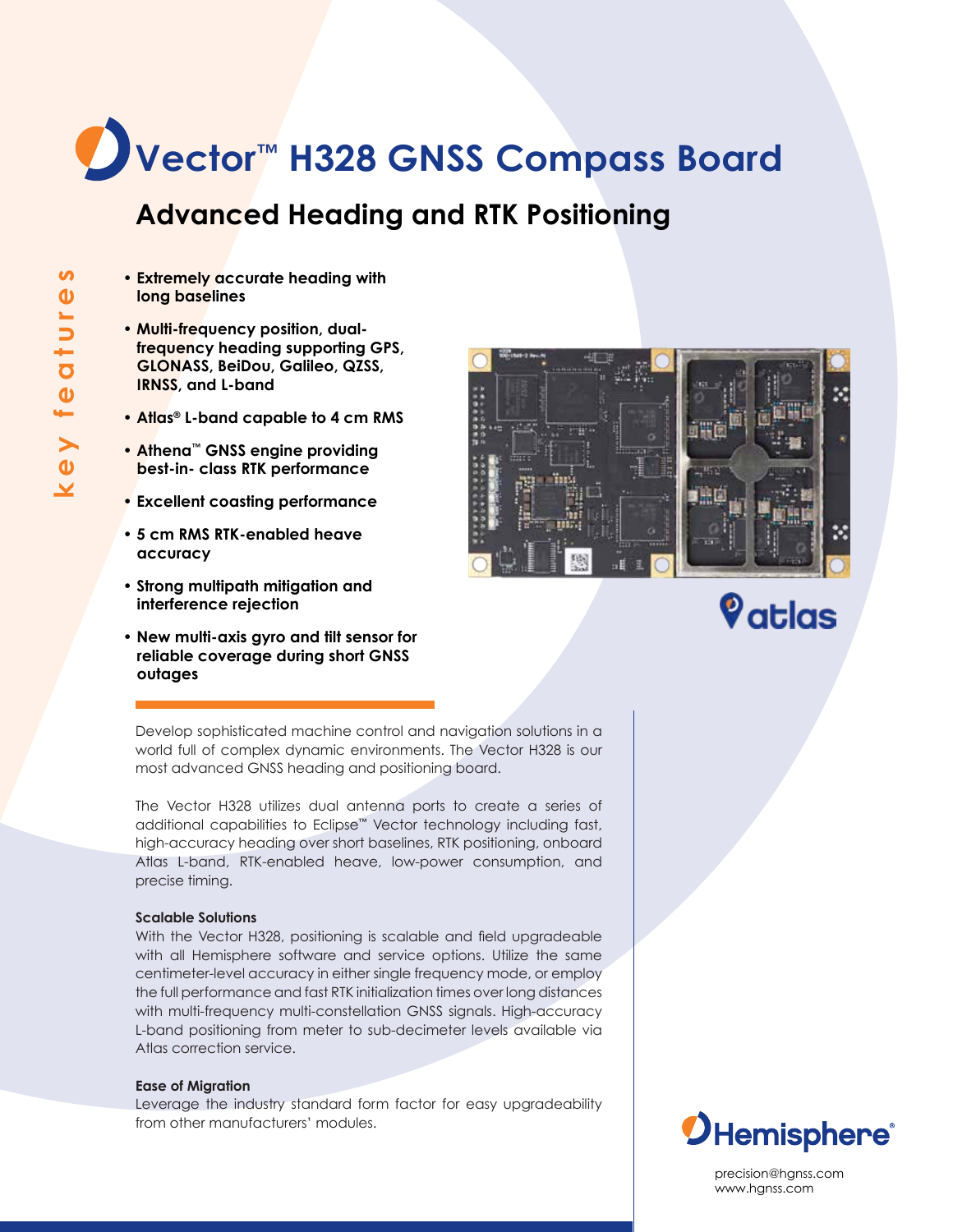# Vector™ H328 GNSS Compass Board

## Advanced Heading and RTK Positioning

**key features**

- **Extremely accurate heading with long baselines**
- **Multi-frequency position, dual-frequency heading supporting GPS, GLONASS, BeiDou, Galileo, QZSS, IRNSS, and L-band**
- **Atlas® L-band capable to 4 cm RMS**
- **Athena™ GNSS engine providing best-in- class RTK performance**
- **Excellent coasting performance**
- **5 cm RMS RTK-enabled heave accuracy**
- **Strong multipath mitigation and interference rejection**
- **New multi-axis gyro and tilt sensor for reliable coverage during short GNSS outages**

Develop sophisticated machine control and navigation solutions in a world full of complex dynamic environments. The Vector H328 is our most advanced GNSS heading and positioning board.

The Vector H328 utilizes dual antenna ports to create a series of additional capabilities to Eclipse™ Vector technology including fast, high-accuracy heading over short baselines, RTK positioning, onboard Atlas L-band, RTK-enabled heave, low-power consumption, and precise timing.

**Scalable Solutions**

With the Vector H328, positioning is scalable and field upgradeable with all Hemisphere software and service options. Utilize the same centimeter-level accuracy in either single frequency mode, or employ the full performance and fast RTK initialization times over long distances with multi-frequency multi-constellation GNSS signals. High-accuracy L-band positioning from meter to sub-decimeter levels available via Atlas correction service.

**Ease of Migration**

Leverage the industry standard form factor for easy upgradeability from other manufacturers' modules.

precision@hgnss.com
www.hgnss.com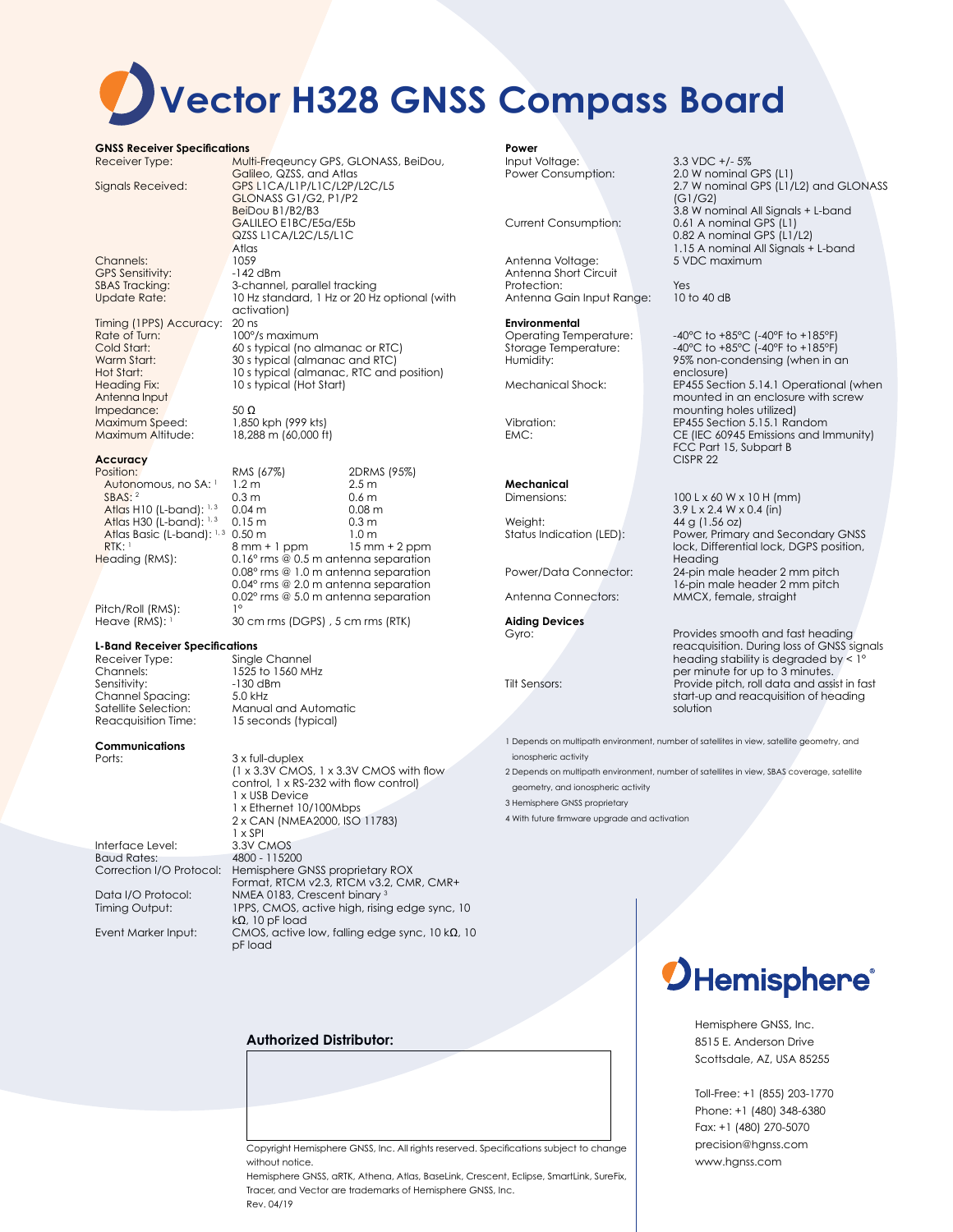# Vector H328 GNSS Compass Board

### GNSS Receiver Specifications

| | |
|---|---|
| Receiver Type: | Multi-Freqeuncy GPS, GLONASS, BeiDou, Galileo, QZSS, and Atlas |
| Signals Received: | GPS L1CA/L1P/L1C/L2P/L2C/L5<br>GLONASS G1/G2, P1/P2<br>BeiDou B1/B2/B3<br>GALILEO E1BC/E5a/E5b<br>QZSS L1CA/L2C/L5/L1C<br>Atlas |
| Channels: | 1059 |
| GPS Sensitivity: | -142 dBm |
| SBAS Tracking: | 3-channel, parallel tracking |
| Update Rate: | 10 Hz standard, 1 Hz or 20 Hz optional (with activation) |
| Timing (1PPS) Accuracy: | 20 ns |
| Rate of Turn: | 100°/s maximum |
| Cold Start: | 60 s typical (no almanac or RTC) |
| Warm Start: | 30 s typical (almanac and RTC) |
| Hot Start: | 10 s typical (almanac, RTC and position) |
| Heading Fix: | 10 s typical (Hot Start) |
| Antenna Input Impedance: | 50 Ω |
| Maximum Speed: | 1,850 kph (999 kts) |
| Maximum Altitude: | 18,288 m (60,000 ft) |

### Accuracy

| Position: | RMS (67%) | 2DRMS (95%) |
|---|---|---|
| Autonomous, no SA: [1] | 1.2 m | 2.5 m |
| SBAS: [2] | 0.3 m | 0.6 m |
| Atlas H10 (L-band): [1, 3] | 0.04 m | 0.08 m |
| Atlas H30 (L-band): [1, 3] | 0.15 m | 0.3 m |
| Atlas Basic (L-band): [1, 3] | 0.50 m | 1.0 m |
| RTK: [1] | 8 mm + 1 ppm | 15 mm + 2 ppm |
| Heading (RMS): | 0.16° rms @ 0.5 m antenna separation<br>0.08° rms @ 1.0 m antenna separation<br>0.04° rms @ 2.0 m antenna separation<br>0.02° rms @ 5.0 m antenna separation | |
| Pitch/Roll (RMS): | 1° | |
| Heave (RMS): [1] | 30 cm rms (DGPS) , 5 cm rms (RTK) | |

### L-Band Receiver Specifications

| | |
|---|---|
| Receiver Type: | Single Channel |
| Channels: | 1525 to 1560 MHz |
| Sensitivity: | -130 dBm |
| Channel Spacing: | 5.0 kHz |
| Satellite Selection: | Manual and Automatic |
| Reacquisition Time: | 15 seconds (typical) |

### Communications

| | |
|---|---|
| Ports: | 3 x full-duplex<br>(1 x 3.3V CMOS, 1 x 3.3V CMOS with flow control, 1 x RS-232 with flow control)<br>1 x USB Device<br>1 x Ethernet 10/100Mbps<br>2 x CAN (NMEA2000, ISO 11783)<br>1 x SPI |
| Interface Level: | 3.3V CMOS |
| Baud Rates: | 4800 - 115200 |
| Correction I/O Protocol: | Hemisphere GNSS proprietary ROX Format, RTCM v2.3, RTCM v3.2, CMR, CMR+ |
| Data I/O Protocol: | NMEA 0183, Crescent binary [3] |
| Timing Output: | 1PPS, CMOS, active high, rising edge sync, 10 kΩ, 10 pF load |
| Event Marker Input: | CMOS, active low, falling edge sync, 10 kΩ, 10 pF load |

### Power

| | |
|---|---|
| Input Voltage: | 3.3 VDC +/- 5% |
| Power Consumption: | 2.0 W nominal GPS (L1)<br>2.7 W nominal GPS (L1/L2) and GLONASS (G1/G2)<br>3.8 W nominal All Signals + L-band |
| Current Consumption: | 0.61 A nominal GPS (L1)<br>0.82 A nominal GPS (L1/L2)<br>1.15 A nominal All Signals + L-band |
| Antenna Voltage: | 5 VDC maximum |
| Antenna Short Circuit Protection: | Yes |
| Antenna Gain Input Range: | 10 to 40 dB |

### Environmental

| | |
|---|---|
| Operating Temperature: | -40°C to +85°C (-40°F to +185°F) |
| Storage Temperature: | -40°C to +85°C (-40°F to +185°F) |
| Humidity: | 95% non-condensing (when in an enclosure) |
| Mechanical Shock: | EP455 Section 5.14.1 Operational (when mounted in an enclosure with screw mounting holes utilized) |
| Vibration: | EP455 Section 5.15.1 Random |
| EMC: | CE (IEC 60945 Emissions and Immunity)<br>FCC Part 15, Subpart B<br>CISPR 22 |

### Mechanical

| | |
|---|---|
| Dimensions: | 100 L x 60 W x 10 H (mm)<br>3.9 L x 2.4 W x 0.4 (in) |
| Weight: | 44 g (1.56 oz) |
| Status Indication (LED): | Power, Primary and Secondary GNSS lock, Differential lock, DGPS position, Heading |
| Power/Data Connector: | 24-pin male header 2 mm pitch<br>16-pin male header 2 mm pitch |
| Antenna Connectors: | MMCX, female, straight |

### Aiding Devices

| | |
|---|---|
| Gyro: | Provides smooth and fast heading reacquisition. During loss of GNSS signals heading stability is degraded by < 1° per minute for up to 3 minutes. |
| Tilt Sensors: | Provide pitch, roll data and assist in fast start-up and reacquisition of heading solution |

1 Depends on multipath environment, number of satellites in view, satellite geometry, and ionospheric activity

2 Depends on multipath environment, number of satellites in view, SBAS coverage, satellite geometry, and ionospheric activity

3 Hemisphere GNSS proprietary

4 With future firmware upgrade and activation

**Authorized Distributor:**

Copyright Hemisphere GNSS, Inc. All rights reserved. Specifications subject to change without notice.

Hemisphere GNSS, aRTK, Athena, Atlas, BaseLink, Crescent, Eclipse, SmartLink, SureFix, Tracer, and Vector are trademarks of Hemisphere GNSS, Inc.

Rev. 04/19

Hemisphere®

Hemisphere GNSS, Inc.
8515 E. Anderson Drive
Scottsdale, AZ, USA 85255

Toll-Free: +1 (855) 203-1770
Phone: +1 (480) 348-6380
Fax: +1 (480) 270-5070
precision@hgnss.com
www.hgnss.com